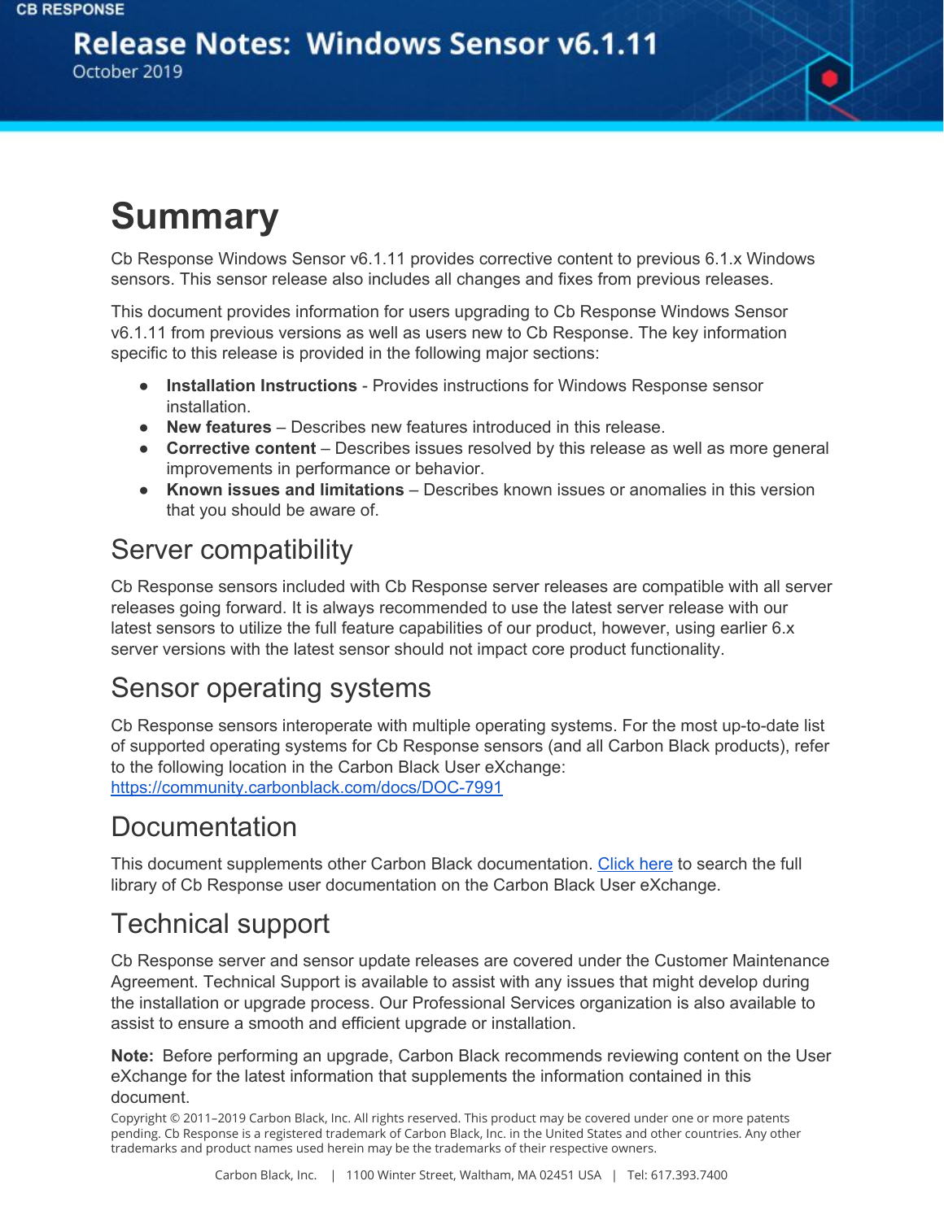CB RESPONSE

# Release Notes: Windows Sensor v6.1.11

October 2019

# Summary

Cb Response Windows Sensor v6.1.11 provides corrective content to previous 6.1.x Windows sensors. This sensor release also includes all changes and fixes from previous releases.

This document provides information for users upgrading to Cb Response Windows Sensor v6.1.11 from previous versions as well as users new to Cb Response. The key information specific to this release is provided in the following major sections:

- **Installation Instructions** - Provides instructions for Windows Response sensor installation.
- **New features** – Describes new features introduced in this release.
- **Corrective content** – Describes issues resolved by this release as well as more general improvements in performance or behavior.
- **Known issues and limitations** – Describes known issues or anomalies in this version that you should be aware of.

## Server compatibility

Cb Response sensors included with Cb Response server releases are compatible with all server releases going forward. It is always recommended to use the latest server release with our latest sensors to utilize the full feature capabilities of our product, however, using earlier 6.x server versions with the latest sensor should not impact core product functionality.

## Sensor operating systems

Cb Response sensors interoperate with multiple operating systems. For the most up-to-date list of supported operating systems for Cb Response sensors (and all Carbon Black products), refer to the following location in the Carbon Black User eXchange:
https://community.carbonblack.com/docs/DOC-7991

## Documentation

This document supplements other Carbon Black documentation. Click here to search the full library of Cb Response user documentation on the Carbon Black User eXchange.

## Technical support

Cb Response server and sensor update releases are covered under the Customer Maintenance Agreement. Technical Support is available to assist with any issues that might develop during the installation or upgrade process. Our Professional Services organization is also available to assist to ensure a smooth and efficient upgrade or installation.

**Note:** Before performing an upgrade, Carbon Black recommends reviewing content on the User eXchange for the latest information that supplements the information contained in this document.

Copyright © 2011–2019 Carbon Black, Inc. All rights reserved. This product may be covered under one or more patents pending. Cb Response is a registered trademark of Carbon Black, Inc. in the United States and other countries. Any other trademarks and product names used herein may be the trademarks of their respective owners.

Carbon Black, Inc. | 1100 Winter Street, Waltham, MA 02451 USA | Tel: 617.393.7400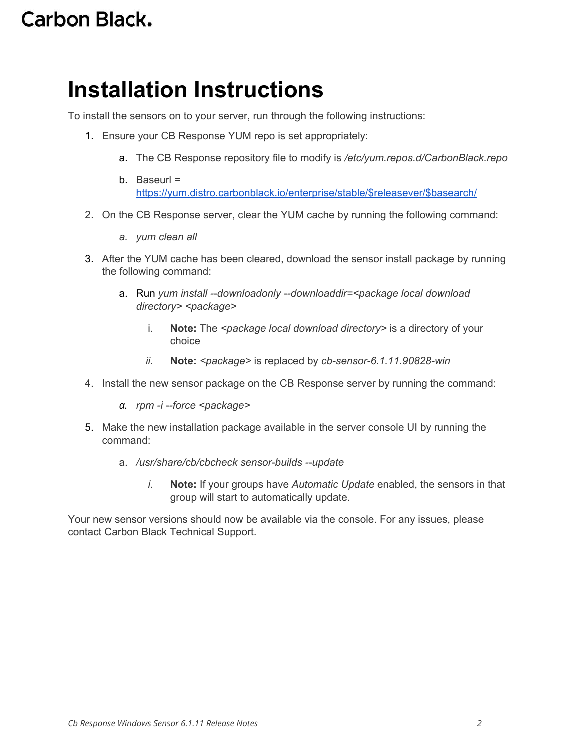# Installation Instructions

To install the sensors on to your server, run through the following instructions:

1. Ensure your CB Response YUM repo is set appropriately:
   a. The CB Response repository file to modify is */etc/yum.repos.d/CarbonBlack.repo*
   b. Baseurl = https://yum.distro.carbonblack.io/enterprise/stable/$releasever/$basearch/
2. On the CB Response server, clear the YUM cache by running the following command:
   a. *yum clean all*
3. After the YUM cache has been cleared, download the sensor install package by running the following command:
   a. Run *yum install --downloadonly --downloaddir=<package local download directory> <package>*
      i. **Note:** The *<package local download directory>* is a directory of your choice
      ii. **Note:** *<package>* is replaced by *cb-sensor-6.1.11.90828-win*
4. Install the new sensor package on the CB Response server by running the command:
   a. *rpm -i --force <package>*
5. Make the new installation package available in the server console UI by running the command:
   a. */usr/share/cb/cbcheck sensor-builds --update*
      i. **Note:** If your groups have *Automatic Update* enabled, the sensors in that group will start to automatically update.

Your new sensor versions should now be available via the console. For any issues, please contact Carbon Black Technical Support.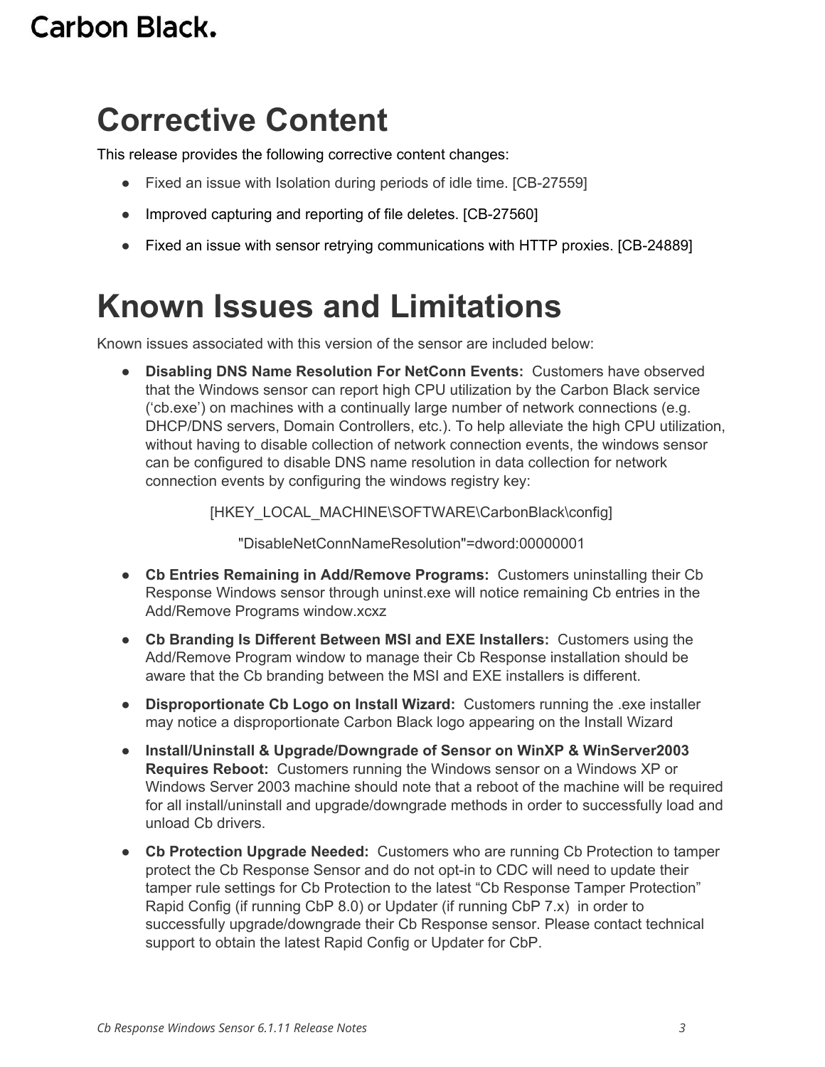# Corrective Content

This release provides the following corrective content changes:

- Fixed an issue with Isolation during periods of idle time. [CB-27559]
- Improved capturing and reporting of file deletes. [CB-27560]
- Fixed an issue with sensor retrying communications with HTTP proxies. [CB-24889]

# Known Issues and Limitations

Known issues associated with this version of the sensor are included below:

- **Disabling DNS Name Resolution For NetConn Events:** Customers have observed that the Windows sensor can report high CPU utilization by the Carbon Black service ('cb.exe') on machines with a continually large number of network connections (e.g. DHCP/DNS servers, Domain Controllers, etc.). To help alleviate the high CPU utilization, without having to disable collection of network connection events, the windows sensor can be configured to disable DNS name resolution in data collection for network connection events by configuring the windows registry key:

  [HKEY_LOCAL_MACHINE\SOFTWARE\CarbonBlack\config]

  "DisableNetConnNameResolution"=dword:00000001

- **Cb Entries Remaining in Add/Remove Programs:** Customers uninstalling their Cb Response Windows sensor through uninst.exe will notice remaining Cb entries in the Add/Remove Programs window.xcxz
- **Cb Branding Is Different Between MSI and EXE Installers:** Customers using the Add/Remove Program window to manage their Cb Response installation should be aware that the Cb branding between the MSI and EXE installers is different.
- **Disproportionate Cb Logo on Install Wizard:** Customers running the .exe installer may notice a disproportionate Carbon Black logo appearing on the Install Wizard
- **Install/Uninstall & Upgrade/Downgrade of Sensor on WinXP & WinServer2003 Requires Reboot:** Customers running the Windows sensor on a Windows XP or Windows Server 2003 machine should note that a reboot of the machine will be required for all install/uninstall and upgrade/downgrade methods in order to successfully load and unload Cb drivers.
- **Cb Protection Upgrade Needed:** Customers who are running Cb Protection to tamper protect the Cb Response Sensor and do not opt-in to CDC will need to update their tamper rule settings for Cb Protection to the latest "Cb Response Tamper Protection" Rapid Config (if running CbP 8.0) or Updater (if running CbP 7.x) in order to successfully upgrade/downgrade their Cb Response sensor. Please contact technical support to obtain the latest Rapid Config or Updater for CbP.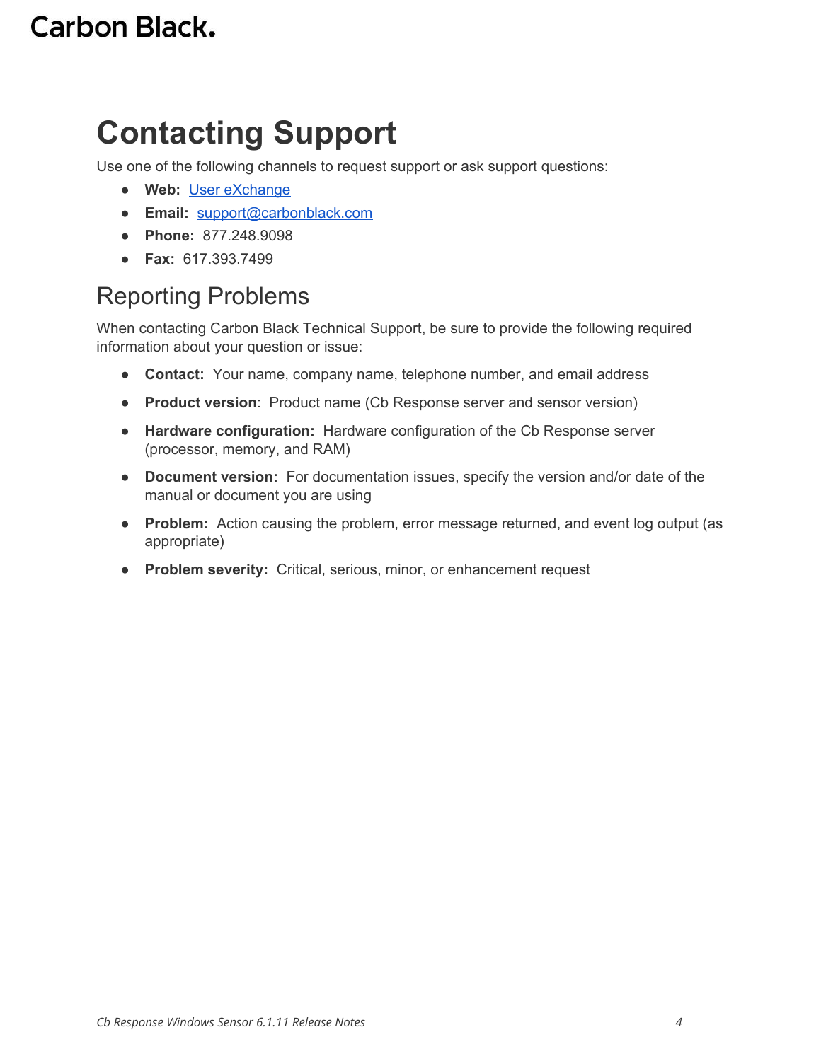# Contacting Support

Use one of the following channels to request support or ask support questions:

- **Web:** [User eXchange]
- **Email:** support@carbonblack.com
- **Phone:** 877.248.9098
- **Fax:** 617.393.7499

## Reporting Problems

When contacting Carbon Black Technical Support, be sure to provide the following required information about your question or issue:

- **Contact:** Your name, company name, telephone number, and email address
- **Product version**: Product name (Cb Response server and sensor version)
- **Hardware configuration:** Hardware configuration of the Cb Response server (processor, memory, and RAM)
- **Document version:** For documentation issues, specify the version and/or date of the manual or document you are using
- **Problem:** Action causing the problem, error message returned, and event log output (as appropriate)
- **Problem severity:** Critical, serious, minor, or enhancement request